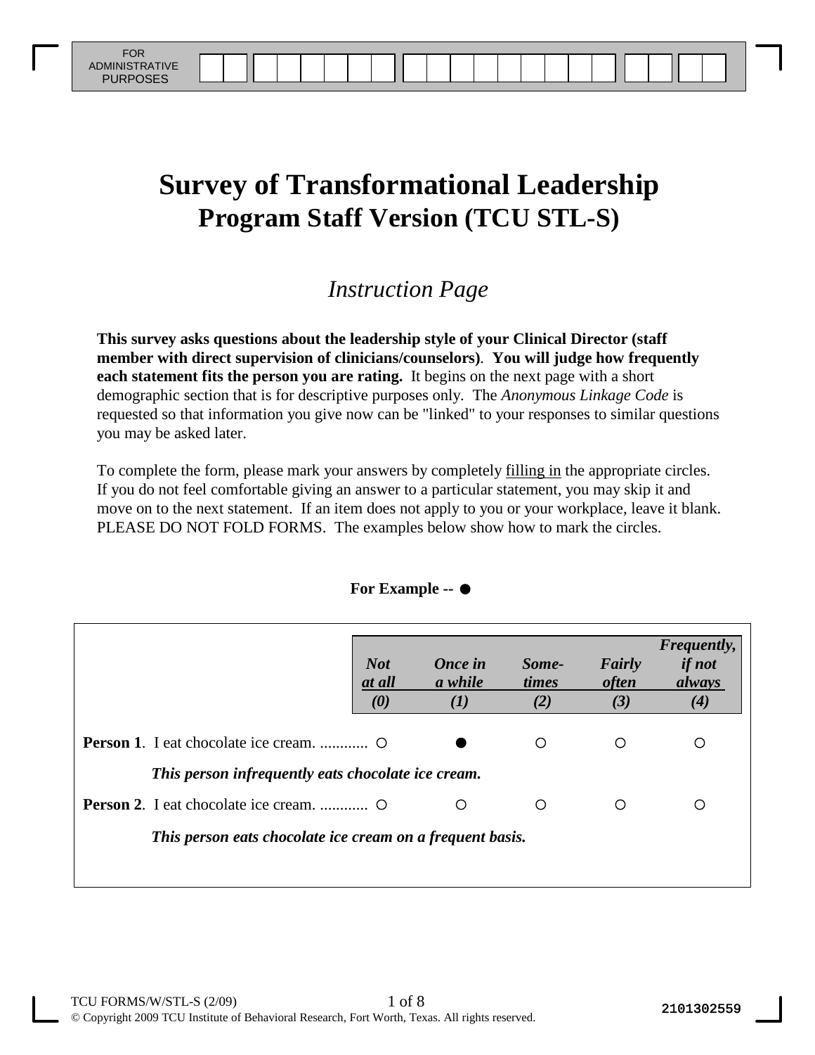FOR ADMINISTRATIVE PURPOSES

# Survey of Transformational Leadership
## Program Staff Version (TCU STL-S)

### *Instruction Page*

**This survey asks questions about the leadership style of your Clinical Director (staff member with direct supervision of clinicians/counselors). You will judge how frequently each statement fits the person you are rating.** It begins on the next page with a short demographic section that is for descriptive purposes only. The *Anonymous Linkage Code* is requested so that information you give now can be "linked" to your responses to similar questions you may be asked later.

To complete the form, please mark your answers by completely filling in the appropriate circles. If you do not feel comfortable giving an answer to a particular statement, you may skip it and move on to the next statement. If an item does not apply to you or your workplace, leave it blank. PLEASE DO NOT FOLD FORMS. The examples below show how to mark the circles.

**For Example --** ●

| | *Not at all (0)* | *Once in a while (1)* | *Some-times (2)* | *Fairly often (3)* | *Frequently, if not always (4)* |
|---|---|---|---|---|---|
| **Person 1**. I eat chocolate ice cream. ............ | ○ | ● | ○ | ○ | ○ |
| ***This person infrequently eats chocolate ice cream.*** | | | | | |
| **Person 2**. I eat chocolate ice cream. ............ | ○ | ○ | ○ | ○ | ○ |
| ***This person eats chocolate ice cream on a frequent basis.*** | | | | | |

TCU FORMS/W/STL-S (2/09)
© Copyright 2009 TCU Institute of Behavioral Research, Fort Worth, Texas. All rights reserved.

2101302559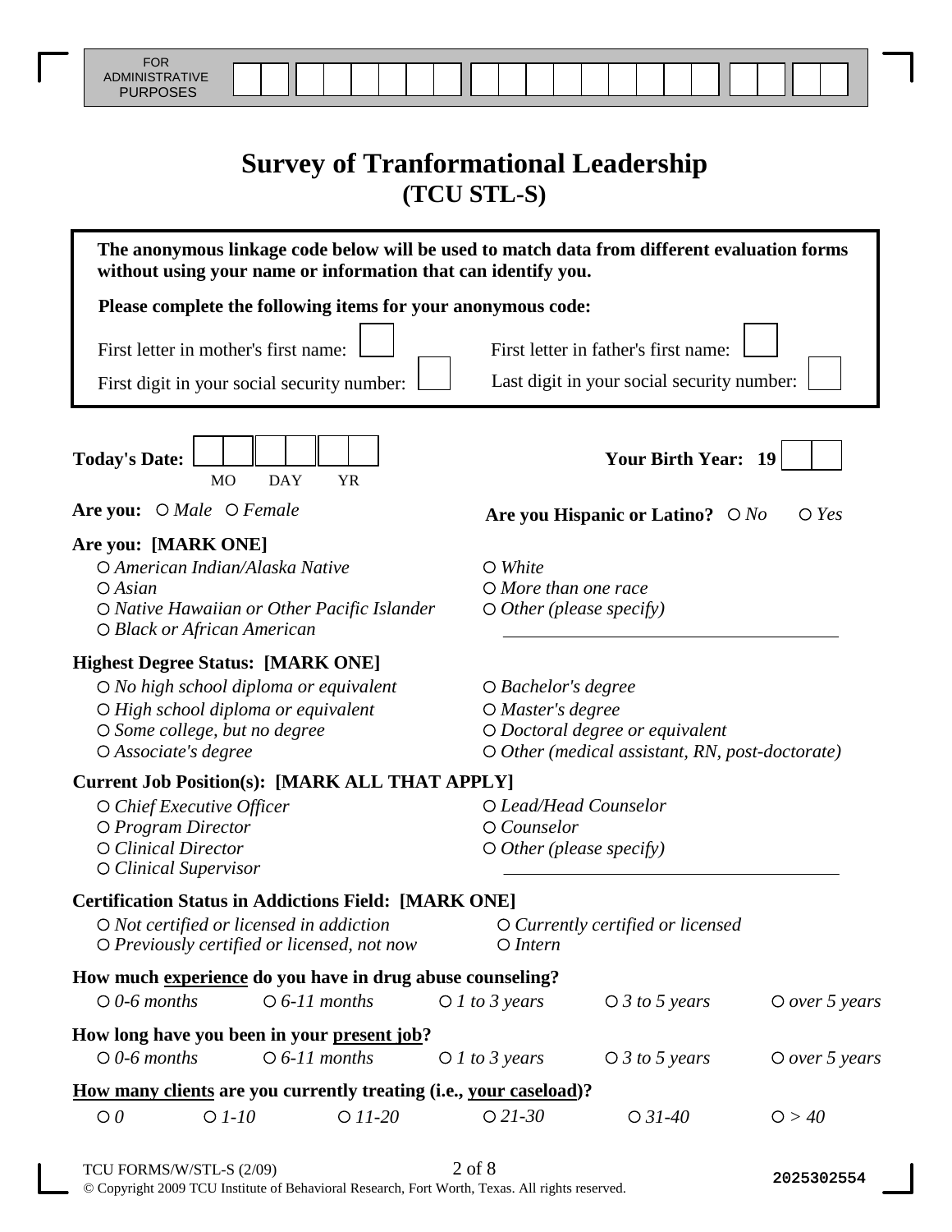FOR ADMINISTRATIVE PURPOSES

# Survey of Tranformational Leadership
## (TCU STL-S)

**The anonymous linkage code below will be used to match data from different evaluation forms without using your name or information that can identify you.**

**Please complete the following items for your anonymous code:**

First letter in mother's first name: ☐

First letter in father's first name: ☐

First digit in your social security number: ☐

Last digit in your social security number: ☐

**Today's Date:** ☐☐ ☐☐ ☐☐ (MO DAY YR)

**Your Birth Year: 19** ☐☐

**Are you:** ○ *Male* ○ *Female*

**Are you Hispanic or Latino?** ○ *No* ○ *Yes*

**Are you: [MARK ONE]**

- ○ *American Indian/Alaska Native*
- ○ *Asian*
- ○ *Native Hawaiian or Other Pacific Islander*
- ○ *Black or African American*
- ○ *White*
- ○ *More than one race*
- ○ *Other (please specify)* ____________________

**Highest Degree Status: [MARK ONE]**

- ○ *No high school diploma or equivalent*
- ○ *High school diploma or equivalent*
- ○ *Some college, but no degree*
- ○ *Associate's degree*
- ○ *Bachelor's degree*
- ○ *Master's degree*
- ○ *Doctoral degree or equivalent*
- ○ *Other (medical assistant, RN, post-doctorate)*

**Current Job Position(s): [MARK ALL THAT APPLY]**

- ○ *Chief Executive Officer*
- ○ *Program Director*
- ○ *Clinical Director*
- ○ *Clinical Supervisor*
- ○ *Lead/Head Counselor*
- ○ *Counselor*
- ○ *Other (please specify)* ____________________

**Certification Status in Addictions Field: [MARK ONE]**

- ○ *Not certified or licensed in addiction*
- ○ *Previously certified or licensed, not now*
- ○ *Currently certified or licensed*
- ○ *Intern*

**How much <u>experience</u> do you have in drug abuse counseling?**

○ *0-6 months* ○ *6-11 months* ○ *1 to 3 years* ○ *3 to 5 years* ○ *over 5 years*

**How long have you been in your <u>present job</u>?**

○ *0-6 months* ○ *6-11 months* ○ *1 to 3 years* ○ *3 to 5 years* ○ *over 5 years*

**<u>How many clients</u> are you currently treating (i.e., <u>your caseload</u>)?**

○ *0* ○ *1-10* ○ *11-20* ○ *21-30* ○ *31-40* ○ *> 40*

TCU FORMS/W/STL-S (2/09)

© Copyright 2009 TCU Institute of Behavioral Research, Fort Worth, Texas. All rights reserved.

2025302554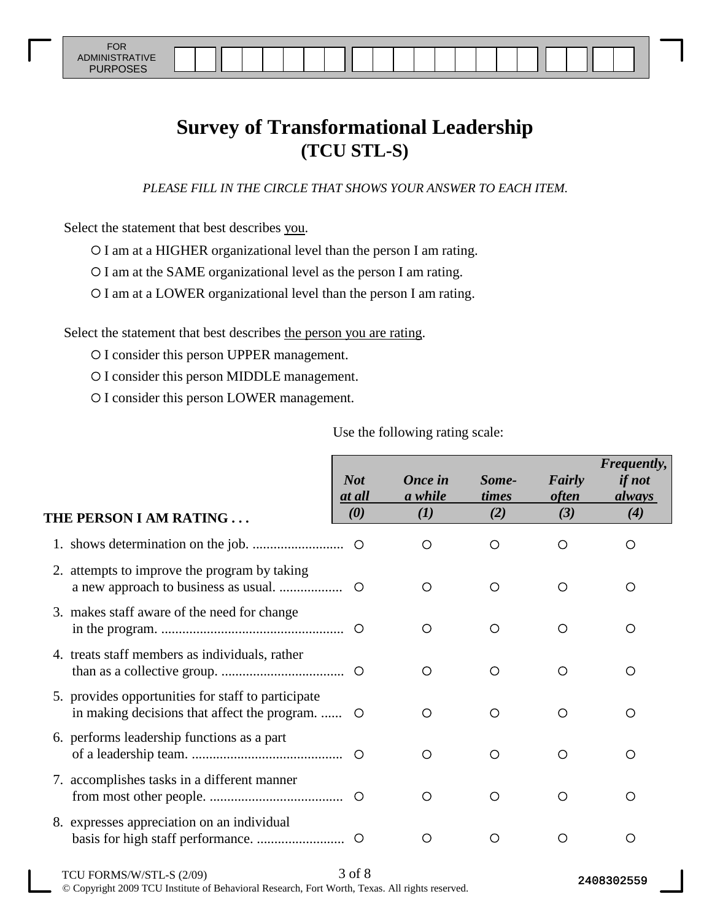FOR ADMINISTRATIVE PURPOSES

# Survey of Transformational Leadership
## (TCU STL-S)

*PLEASE FILL IN THE CIRCLE THAT SHOWS YOUR ANSWER TO EACH ITEM.*

Select the statement that best describes you.

- ○ I am at a HIGHER organizational level than the person I am rating.
- ○ I am at the SAME organizational level as the person I am rating.
- ○ I am at a LOWER organizational level than the person I am rating.

Select the statement that best describes the person you are rating.

- ○ I consider this person UPPER management.
- ○ I consider this person MIDDLE management.
- ○ I consider this person LOWER management.

Use the following rating scale:

| THE PERSON I AM RATING . . . | *Not at all (0)* | *Once in a while (1)* | *Some-times (2)* | *Fairly often (3)* | *Frequently, if not always (4)* |
|---|---|---|---|---|---|
| 1. shows determination on the job. | ○ | ○ | ○ | ○ | ○ |
| 2. attempts to improve the program by taking a new approach to business as usual. | ○ | ○ | ○ | ○ | ○ |
| 3. makes staff aware of the need for change in the program. | ○ | ○ | ○ | ○ | ○ |
| 4. treats staff members as individuals, rather than as a collective group. | ○ | ○ | ○ | ○ | ○ |
| 5. provides opportunities for staff to participate in making decisions that affect the program. | ○ | ○ | ○ | ○ | ○ |
| 6. performs leadership functions as a part of a leadership team. | ○ | ○ | ○ | ○ | ○ |
| 7. accomplishes tasks in a different manner from most other people. | ○ | ○ | ○ | ○ | ○ |
| 8. expresses appreciation on an individual basis for high staff performance. | ○ | ○ | ○ | ○ | ○ |

TCU FORMS/W/STL-S (2/09)

© Copyright 2009 TCU Institute of Behavioral Research, Fort Worth, Texas. All rights reserved.

2408302559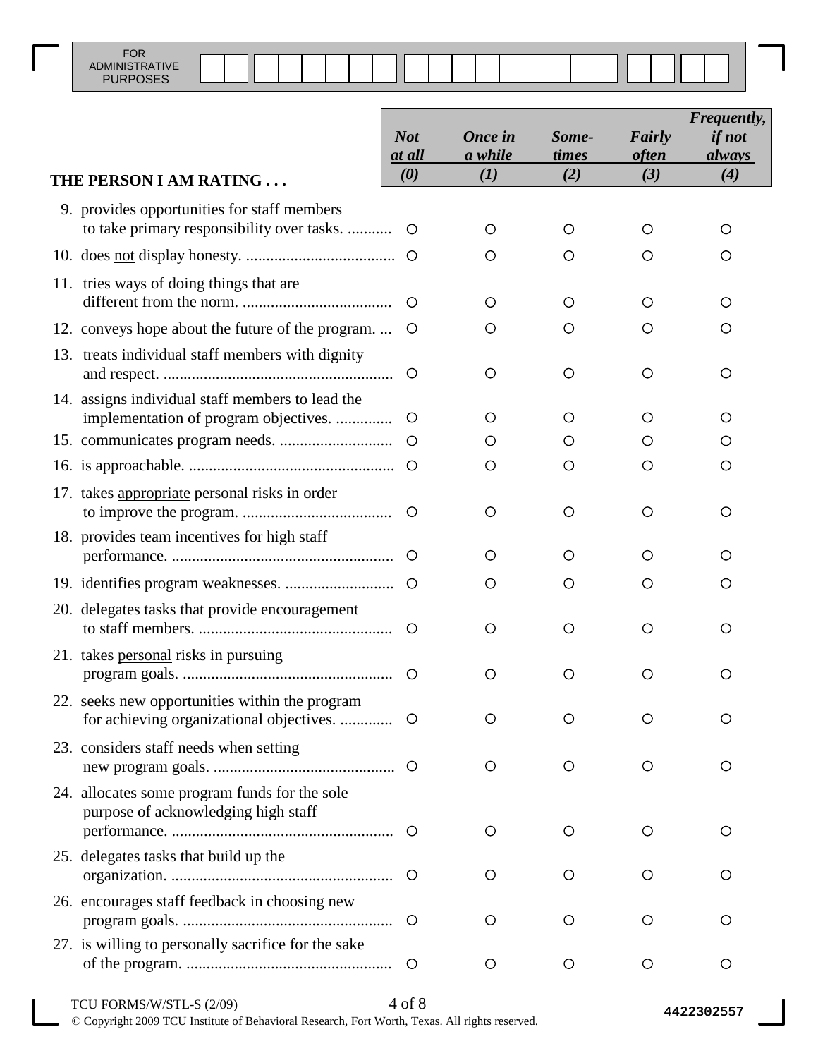FOR ADMINISTRATIVE PURPOSES

| THE PERSON I AM RATING . . . | *Not at all* *(0)* | *Once in a while* *(1)* | *Some-times* *(2)* | *Fairly often* *(3)* | *Frequently, if not always* *(4)* |
|---|---|---|---|---|---|
| 9. provides opportunities for staff members to take primary responsibility over tasks. | ○ | ○ | ○ | ○ | ○ |
| 10. does <u>not</u> display honesty. | ○ | ○ | ○ | ○ | ○ |
| 11. tries ways of doing things that are different from the norm. | ○ | ○ | ○ | ○ | ○ |
| 12. conveys hope about the future of the program. | ○ | ○ | ○ | ○ | ○ |
| 13. treats individual staff members with dignity and respect. | ○ | ○ | ○ | ○ | ○ |
| 14. assigns individual staff members to lead the implementation of program objectives. | ○ | ○ | ○ | ○ | ○ |
| 15. communicates program needs. | ○ | ○ | ○ | ○ | ○ |
| 16. is approachable. | ○ | ○ | ○ | ○ | ○ |
| 17. takes <u>appropriate</u> personal risks in order to improve the program. | ○ | ○ | ○ | ○ | ○ |
| 18. provides team incentives for high staff performance. | ○ | ○ | ○ | ○ | ○ |
| 19. identifies program weaknesses. | ○ | ○ | ○ | ○ | ○ |
| 20. delegates tasks that provide encouragement to staff members. | ○ | ○ | ○ | ○ | ○ |
| 21. takes <u>personal</u> risks in pursuing program goals. | ○ | ○ | ○ | ○ | ○ |
| 22. seeks new opportunities within the program for achieving organizational objectives. | ○ | ○ | ○ | ○ | ○ |
| 23. considers staff needs when setting new program goals. | ○ | ○ | ○ | ○ | ○ |
| 24. allocates some program funds for the sole purpose of acknowledging high staff performance. | ○ | ○ | ○ | ○ | ○ |
| 25. delegates tasks that build up the organization. | ○ | ○ | ○ | ○ | ○ |
| 26. encourages staff feedback in choosing new program goals. | ○ | ○ | ○ | ○ | ○ |
| 27. is willing to personally sacrifice for the sake of the program. | ○ | ○ | ○ | ○ | ○ |

TCU FORMS/W/STL-S (2/09)

© Copyright 2009 TCU Institute of Behavioral Research, Fort Worth, Texas. All rights reserved.

4422302557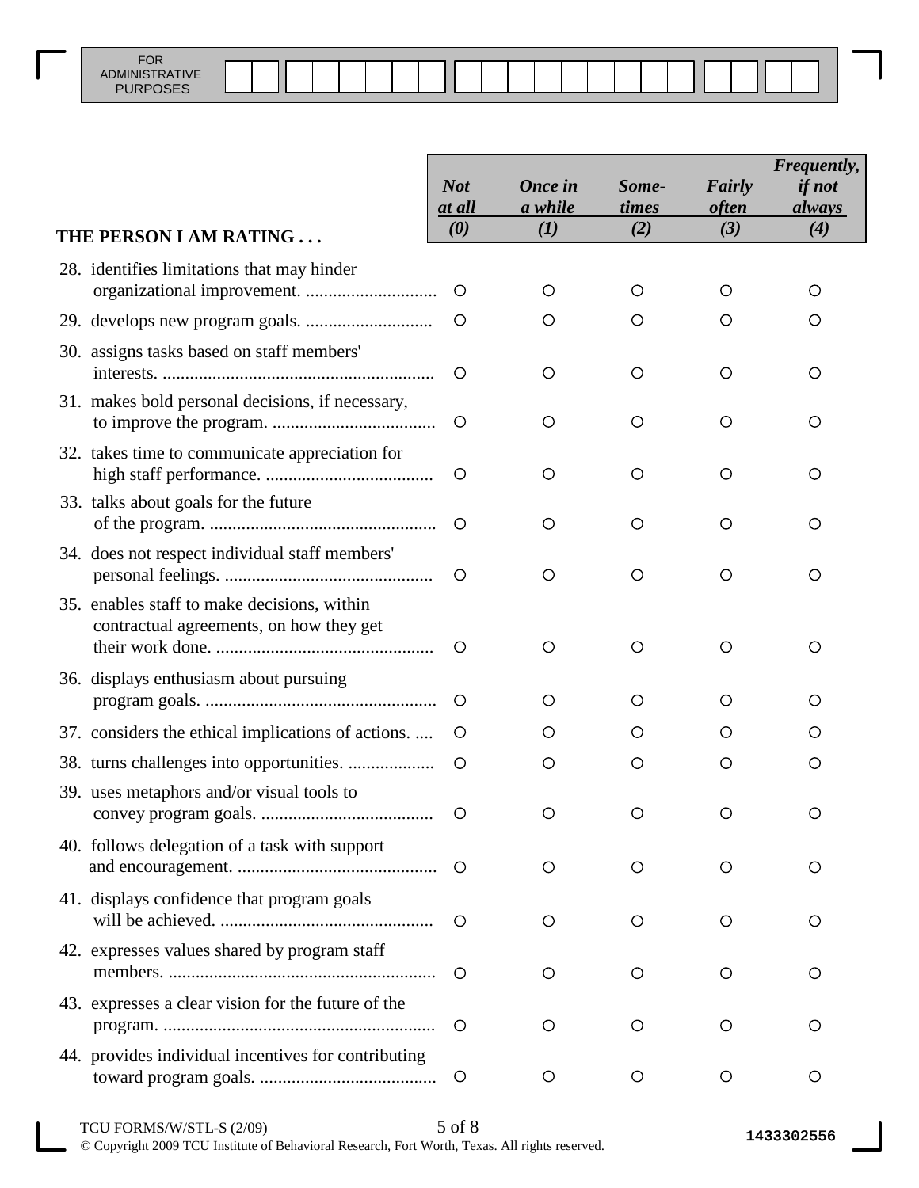FOR ADMINISTRATIVE PURPOSES

| THE PERSON I AM RATING . . . | *Not at all* (0) | *Once in a while* (1) | *Some-times* (2) | *Fairly often* (3) | *Frequently, if not always* (4) |
|---|---|---|---|---|---|
| 28. identifies limitations that may hinder organizational improvement. | ○ | ○ | ○ | ○ | ○ |
| 29. develops new program goals. | ○ | ○ | ○ | ○ | ○ |
| 30. assigns tasks based on staff members' interests. | ○ | ○ | ○ | ○ | ○ |
| 31. makes bold personal decisions, if necessary, to improve the program. | ○ | ○ | ○ | ○ | ○ |
| 32. takes time to communicate appreciation for high staff performance. | ○ | ○ | ○ | ○ | ○ |
| 33. talks about goals for the future of the program. | ○ | ○ | ○ | ○ | ○ |
| 34. does <u>not</u> respect individual staff members' personal feelings. | ○ | ○ | ○ | ○ | ○ |
| 35. enables staff to make decisions, within contractual agreements, on how they get their work done. | ○ | ○ | ○ | ○ | ○ |
| 36. displays enthusiasm about pursuing program goals. | ○ | ○ | ○ | ○ | ○ |
| 37. considers the ethical implications of actions. | ○ | ○ | ○ | ○ | ○ |
| 38. turns challenges into opportunities. | ○ | ○ | ○ | ○ | ○ |
| 39. uses metaphors and/or visual tools to convey program goals. | ○ | ○ | ○ | ○ | ○ |
| 40. follows delegation of a task with support and encouragement. | ○ | ○ | ○ | ○ | ○ |
| 41. displays confidence that program goals will be achieved. | ○ | ○ | ○ | ○ | ○ |
| 42. expresses values shared by program staff members. | ○ | ○ | ○ | ○ | ○ |
| 43. expresses a clear vision for the future of the program. | ○ | ○ | ○ | ○ | ○ |
| 44. provides <u>individual</u> incentives for contributing toward program goals. | ○ | ○ | ○ | ○ | ○ |

TCU FORMS/W/STL-S (2/09)

© Copyright 2009 TCU Institute of Behavioral Research, Fort Worth, Texas. All rights reserved.

1433302556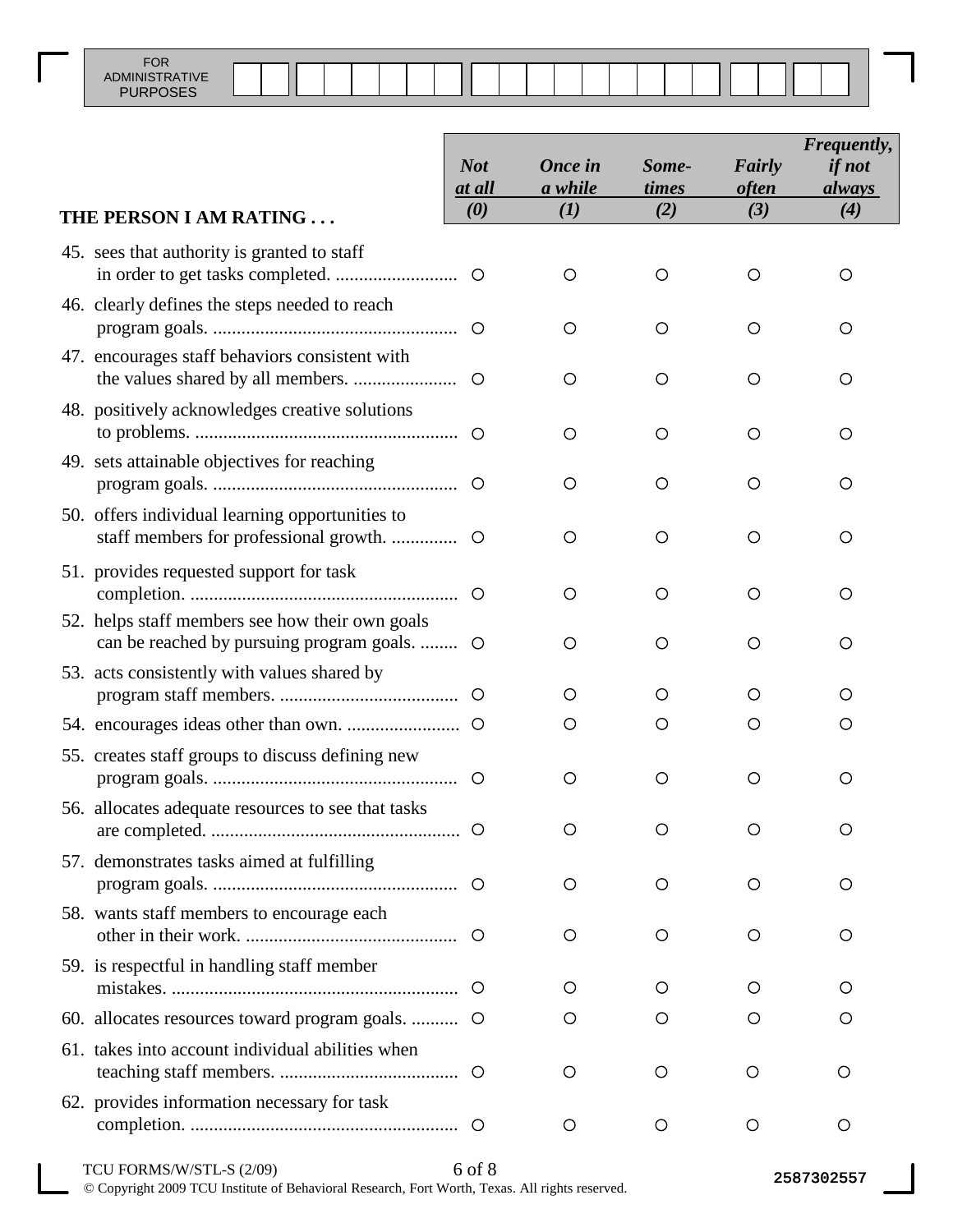FOR ADMINISTRATIVE PURPOSES

| THE PERSON I AM RATING . . . | *Not at all* *(0)* | *Once in a while* *(1)* | *Some-times* *(2)* | *Fairly often* *(3)* | *Frequently, if not always* *(4)* |
|---|---|---|---|---|---|
| 45. sees that authority is granted to staff in order to get tasks completed. | ○ | ○ | ○ | ○ | ○ |
| 46. clearly defines the steps needed to reach program goals. | ○ | ○ | ○ | ○ | ○ |
| 47. encourages staff behaviors consistent with the values shared by all members. | ○ | ○ | ○ | ○ | ○ |
| 48. positively acknowledges creative solutions to problems. | ○ | ○ | ○ | ○ | ○ |
| 49. sets attainable objectives for reaching program goals. | ○ | ○ | ○ | ○ | ○ |
| 50. offers individual learning opportunities to staff members for professional growth. | ○ | ○ | ○ | ○ | ○ |
| 51. provides requested support for task completion. | ○ | ○ | ○ | ○ | ○ |
| 52. helps staff members see how their own goals can be reached by pursuing program goals. | ○ | ○ | ○ | ○ | ○ |
| 53. acts consistently with values shared by program staff members. | ○ | ○ | ○ | ○ | ○ |
| 54. encourages ideas other than own. | ○ | ○ | ○ | ○ | ○ |
| 55. creates staff groups to discuss defining new program goals. | ○ | ○ | ○ | ○ | ○ |
| 56. allocates adequate resources to see that tasks are completed. | ○ | ○ | ○ | ○ | ○ |
| 57. demonstrates tasks aimed at fulfilling program goals. | ○ | ○ | ○ | ○ | ○ |
| 58. wants staff members to encourage each other in their work. | ○ | ○ | ○ | ○ | ○ |
| 59. is respectful in handling staff member mistakes. | ○ | ○ | ○ | ○ | ○ |
| 60. allocates resources toward program goals. | ○ | ○ | ○ | ○ | ○ |
| 61. takes into account individual abilities when teaching staff members. | ○ | ○ | ○ | ○ | ○ |
| 62. provides information necessary for task completion. | ○ | ○ | ○ | ○ | ○ |

TCU FORMS/W/STL-S (2/09)

© Copyright 2009 TCU Institute of Behavioral Research, Fort Worth, Texas. All rights reserved.

2587302557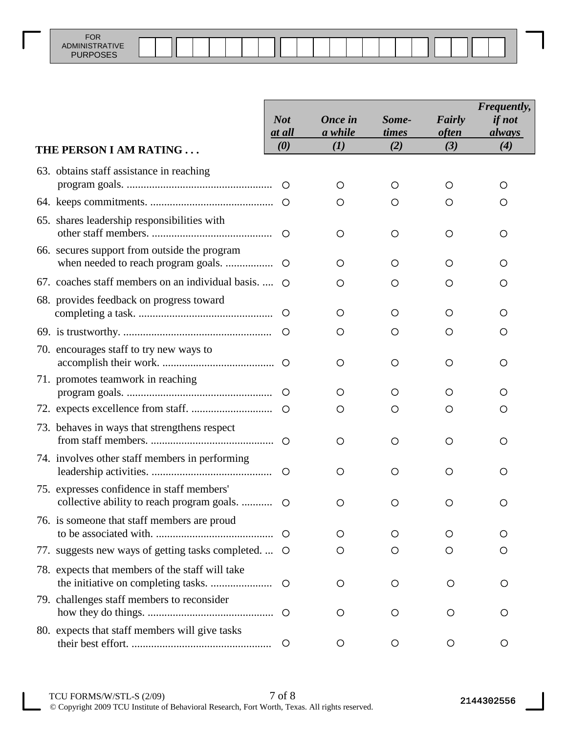FOR ADMINISTRATIVE PURPOSES

| THE PERSON I AM RATING . . . | *Not at all* *(0)* | *Once in a while* *(1)* | *Some-times* *(2)* | *Fairly often* *(3)* | *Frequently, if not always* *(4)* |
|---|---|---|---|---|---|
| 63. obtains staff assistance in reaching program goals. | ○ | ○ | ○ | ○ | ○ |
| 64. keeps commitments. | ○ | ○ | ○ | ○ | ○ |
| 65. shares leadership responsibilities with other staff members. | ○ | ○ | ○ | ○ | ○ |
| 66. secures support from outside the program when needed to reach program goals. | ○ | ○ | ○ | ○ | ○ |
| 67. coaches staff members on an individual basis. | ○ | ○ | ○ | ○ | ○ |
| 68. provides feedback on progress toward completing a task. | ○ | ○ | ○ | ○ | ○ |
| 69. is trustworthy. | ○ | ○ | ○ | ○ | ○ |
| 70. encourages staff to try new ways to accomplish their work. | ○ | ○ | ○ | ○ | ○ |
| 71. promotes teamwork in reaching program goals. | ○ | ○ | ○ | ○ | ○ |
| 72. expects excellence from staff. | ○ | ○ | ○ | ○ | ○ |
| 73. behaves in ways that strengthens respect from staff members. | ○ | ○ | ○ | ○ | ○ |
| 74. involves other staff members in performing leadership activities. | ○ | ○ | ○ | ○ | ○ |
| 75. expresses confidence in staff members' collective ability to reach program goals. | ○ | ○ | ○ | ○ | ○ |
| 76. is someone that staff members are proud to be associated with. | ○ | ○ | ○ | ○ | ○ |
| 77. suggests new ways of getting tasks completed. | ○ | ○ | ○ | ○ | ○ |
| 78. expects that members of the staff will take the initiative on completing tasks. | ○ | ○ | ○ | ○ | ○ |
| 79. challenges staff members to reconsider how they do things. | ○ | ○ | ○ | ○ | ○ |
| 80. expects that staff members will give tasks their best effort. | ○ | ○ | ○ | ○ | ○ |

TCU FORMS/W/STL-S (2/09)
© Copyright 2009 TCU Institute of Behavioral Research, Fort Worth, Texas. All rights reserved.

2144302556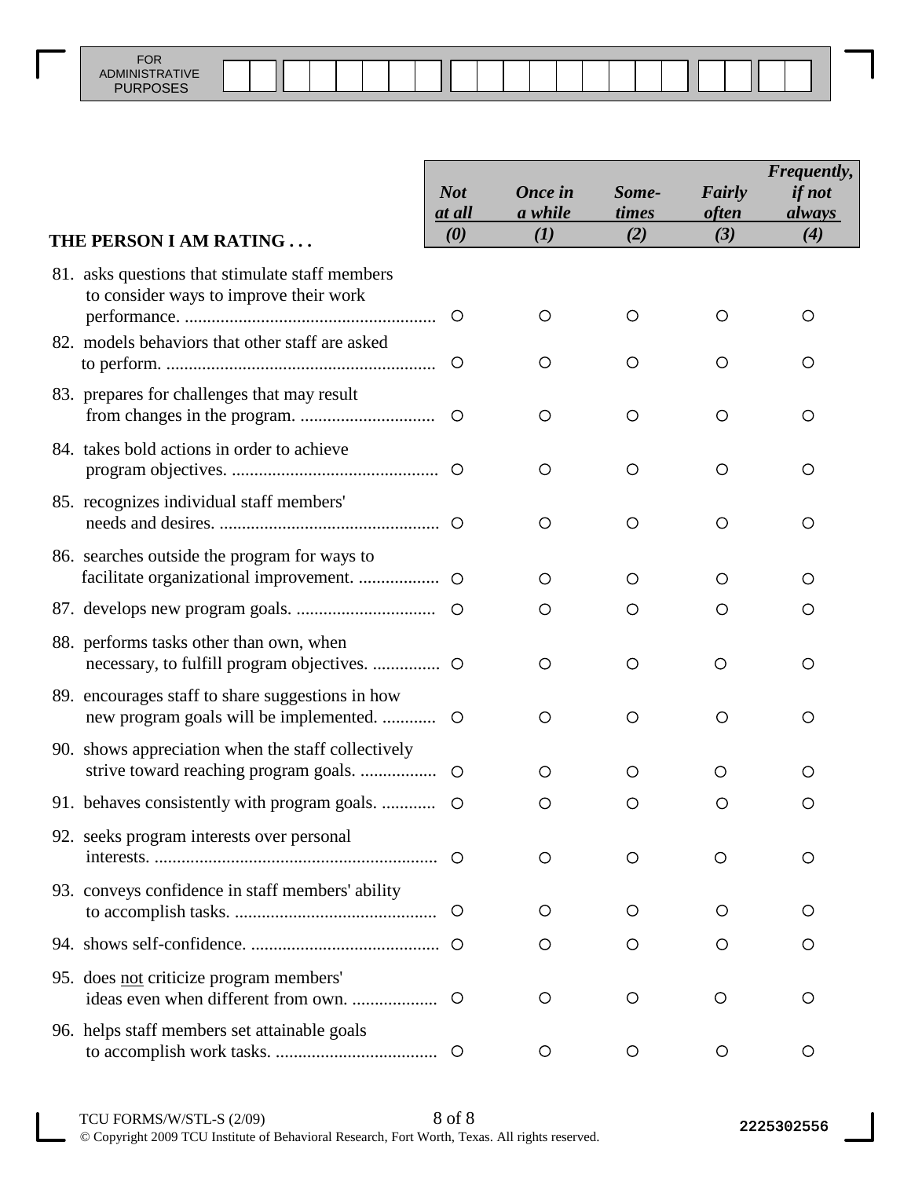FOR ADMINISTRATIVE PURPOSES

| THE PERSON I AM RATING . . . | *Not at all* (0) | *Once in a while* (1) | *Some-times* (2) | *Fairly often* (3) | *Frequently, if not always* (4) |
|---|---|---|---|---|---|
| 81. asks questions that stimulate staff members to consider ways to improve their work performance. | ○ | ○ | ○ | ○ | ○ |
| 82. models behaviors that other staff are asked to perform. | ○ | ○ | ○ | ○ | ○ |
| 83. prepares for challenges that may result from changes in the program. | ○ | ○ | ○ | ○ | ○ |
| 84. takes bold actions in order to achieve program objectives. | ○ | ○ | ○ | ○ | ○ |
| 85. recognizes individual staff members' needs and desires. | ○ | ○ | ○ | ○ | ○ |
| 86. searches outside the program for ways to facilitate organizational improvement. | ○ | ○ | ○ | ○ | ○ |
| 87. develops new program goals. | ○ | ○ | ○ | ○ | ○ |
| 88. performs tasks other than own, when necessary, to fulfill program objectives. | ○ | ○ | ○ | ○ | ○ |
| 89. encourages staff to share suggestions in how new program goals will be implemented. | ○ | ○ | ○ | ○ | ○ |
| 90. shows appreciation when the staff collectively strive toward reaching program goals. | ○ | ○ | ○ | ○ | ○ |
| 91. behaves consistently with program goals. | ○ | ○ | ○ | ○ | ○ |
| 92. seeks program interests over personal interests. | ○ | ○ | ○ | ○ | ○ |
| 93. conveys confidence in staff members' ability to accomplish tasks. | ○ | ○ | ○ | ○ | ○ |
| 94. shows self-confidence. | ○ | ○ | ○ | ○ | ○ |
| 95. does not criticize program members' ideas even when different from own. | ○ | ○ | ○ | ○ | ○ |
| 96. helps staff members set attainable goals to accomplish work tasks. | ○ | ○ | ○ | ○ | ○ |

TCU FORMS/W/STL-S (2/09)

© Copyright 2009 TCU Institute of Behavioral Research, Fort Worth, Texas. All rights reserved.

2225302556